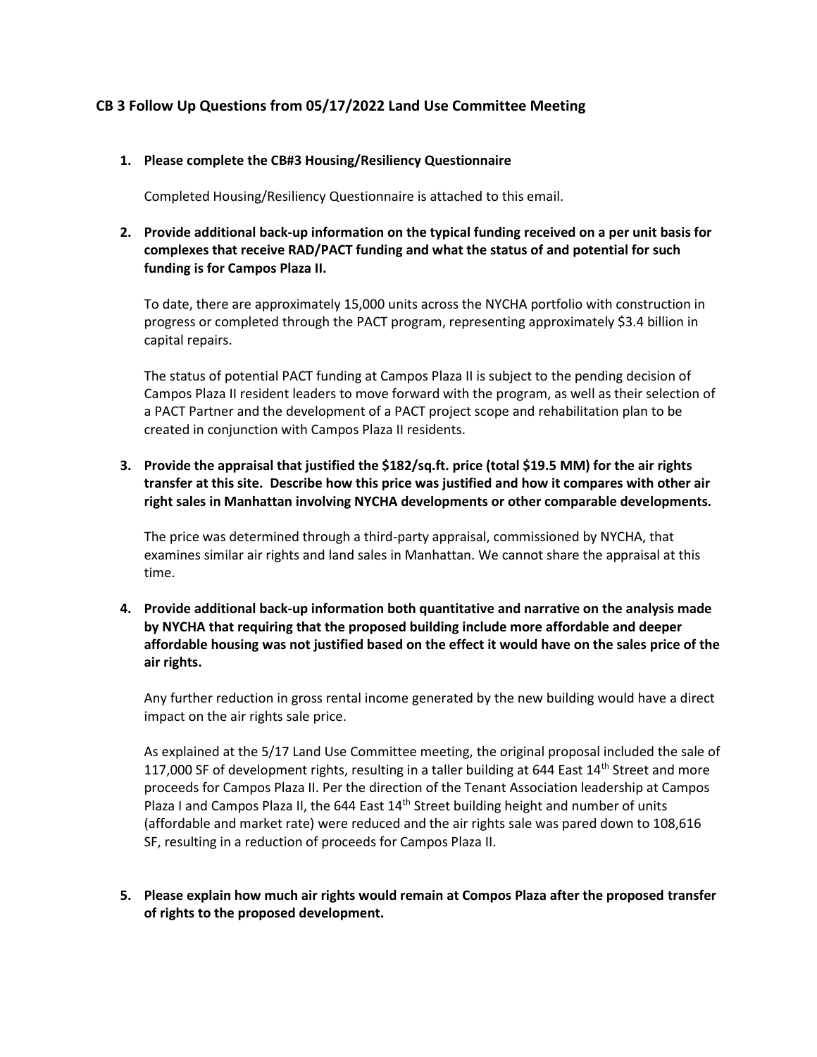## CB 3 Follow Up Questions from 05/17/2022 Land Use Committee Meeting

1. **Please complete the CB#3 Housing/Resiliency Questionnaire**

   Completed Housing/Resiliency Questionnaire is attached to this email.

2. **Provide additional back-up information on the typical funding received on a per unit basis for complexes that receive RAD/PACT funding and what the status of and potential for such funding is for Campos Plaza II.**

   To date, there are approximately 15,000 units across the NYCHA portfolio with construction in progress or completed through the PACT program, representing approximately $3.4 billion in capital repairs.

   The status of potential PACT funding at Campos Plaza II is subject to the pending decision of Campos Plaza II resident leaders to move forward with the program, as well as their selection of a PACT Partner and the development of a PACT project scope and rehabilitation plan to be created in conjunction with Campos Plaza II residents.

3. **Provide the appraisal that justified the $182/sq.ft. price (total $19.5 MM) for the air rights transfer at this site. Describe how this price was justified and how it compares with other air right sales in Manhattan involving NYCHA developments or other comparable developments.**

   The price was determined through a third-party appraisal, commissioned by NYCHA, that examines similar air rights and land sales in Manhattan. We cannot share the appraisal at this time.

4. **Provide additional back-up information both quantitative and narrative on the analysis made by NYCHA that requiring that the proposed building include more affordable and deeper affordable housing was not justified based on the effect it would have on the sales price of the air rights.**

   Any further reduction in gross rental income generated by the new building would have a direct impact on the air rights sale price.

   As explained at the 5/17 Land Use Committee meeting, the original proposal included the sale of 117,000 SF of development rights, resulting in a taller building at 644 East 14th Street and more proceeds for Campos Plaza II. Per the direction of the Tenant Association leadership at Campos Plaza I and Campos Plaza II, the 644 East 14th Street building height and number of units (affordable and market rate) were reduced and the air rights sale was pared down to 108,616 SF, resulting in a reduction of proceeds for Campos Plaza II.

5. **Please explain how much air rights would remain at Compos Plaza after the proposed transfer of rights to the proposed development.**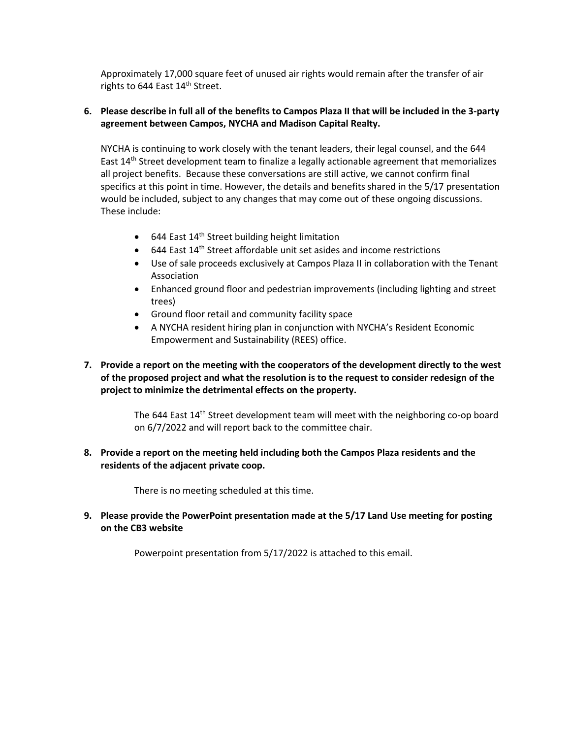Approximately 17,000 square feet of unused air rights would remain after the transfer of air rights to 644 East 14th Street.

**6. Please describe in full all of the benefits to Campos Plaza II that will be included in the 3-party agreement between Campos, NYCHA and Madison Capital Realty.**

NYCHA is continuing to work closely with the tenant leaders, their legal counsel, and the 644 East 14th Street development team to finalize a legally actionable agreement that memorializes all project benefits. Because these conversations are still active, we cannot confirm final specifics at this point in time. However, the details and benefits shared in the 5/17 presentation would be included, subject to any changes that may come out of these ongoing discussions. These include:

- 644 East 14th Street building height limitation
- 644 East 14th Street affordable unit set asides and income restrictions
- Use of sale proceeds exclusively at Campos Plaza II in collaboration with the Tenant Association
- Enhanced ground floor and pedestrian improvements (including lighting and street trees)
- Ground floor retail and community facility space
- A NYCHA resident hiring plan in conjunction with NYCHA's Resident Economic Empowerment and Sustainability (REES) office.

**7. Provide a report on the meeting with the cooperators of the development directly to the west of the proposed project and what the resolution is to the request to consider redesign of the project to minimize the detrimental effects on the property.**

The 644 East 14th Street development team will meet with the neighboring co-op board on 6/7/2022 and will report back to the committee chair.

**8. Provide a report on the meeting held including both the Campos Plaza residents and the residents of the adjacent private coop.**

There is no meeting scheduled at this time.

**9. Please provide the PowerPoint presentation made at the 5/17 Land Use meeting for posting on the CB3 website**

Powerpoint presentation from 5/17/2022 is attached to this email.